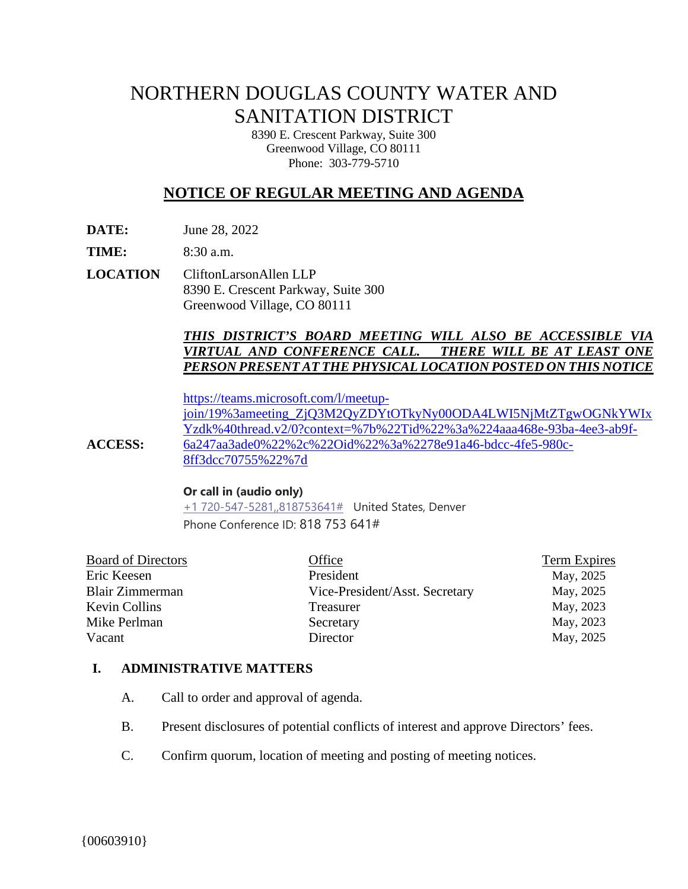# NORTHERN DOUGLAS COUNTY WATER AND SANITATION DISTRICT

8390 E. Crescent Parkway, Suite 300
Greenwood Village, CO 80111
Phone: 303-779-5710

## NOTICE OF REGULAR MEETING AND AGENDA

**DATE:** June 28, 2022

**TIME:** 8:30 a.m.

**LOCATION** CliftonLarsonAllen LLP
8390 E. Crescent Parkway, Suite 300
Greenwood Village, CO 80111

***THIS DISTRICT'S BOARD MEETING WILL ALSO BE ACCESSIBLE VIA VIRTUAL AND CONFERENCE CALL. THERE WILL BE AT LEAST ONE PERSON PRESENT AT THE PHYSICAL LOCATION POSTED ON THIS NOTICE***

**ACCESS:** https://teams.microsoft.com/l/meetup-join/19%3ameeting_ZjQ3M2QyZDYtOTkyNy00ODA4LWI5NjMtZTgwOGNkYWIxYzdk%40thread.v2/0?context=%7b%22Tid%22%3a%224aaa468e-93ba-4ee3-ab9f-6a247aa3ade0%22%2c%22Oid%22%3a%2278e91a46-bdcc-4fe5-980c-8ff3dcc70755%22%7d

**Or call in (audio only)**
+1 720-547-5281,,818753641# United States, Denver
Phone Conference ID: 818 753 641#

| Board of Directors | Office | Term Expires |
|---|---|---|
| Eric Keesen | President | May, 2025 |
| Blair Zimmerman | Vice-President/Asst. Secretary | May, 2025 |
| Kevin Collins | Treasurer | May, 2023 |
| Mike Perlman | Secretary | May, 2023 |
| Vacant | Director | May, 2025 |

### I. ADMINISTRATIVE MATTERS

A. Call to order and approval of agenda.

B. Present disclosures of potential conflicts of interest and approve Directors' fees.

C. Confirm quorum, location of meeting and posting of meeting notices.

{00603910}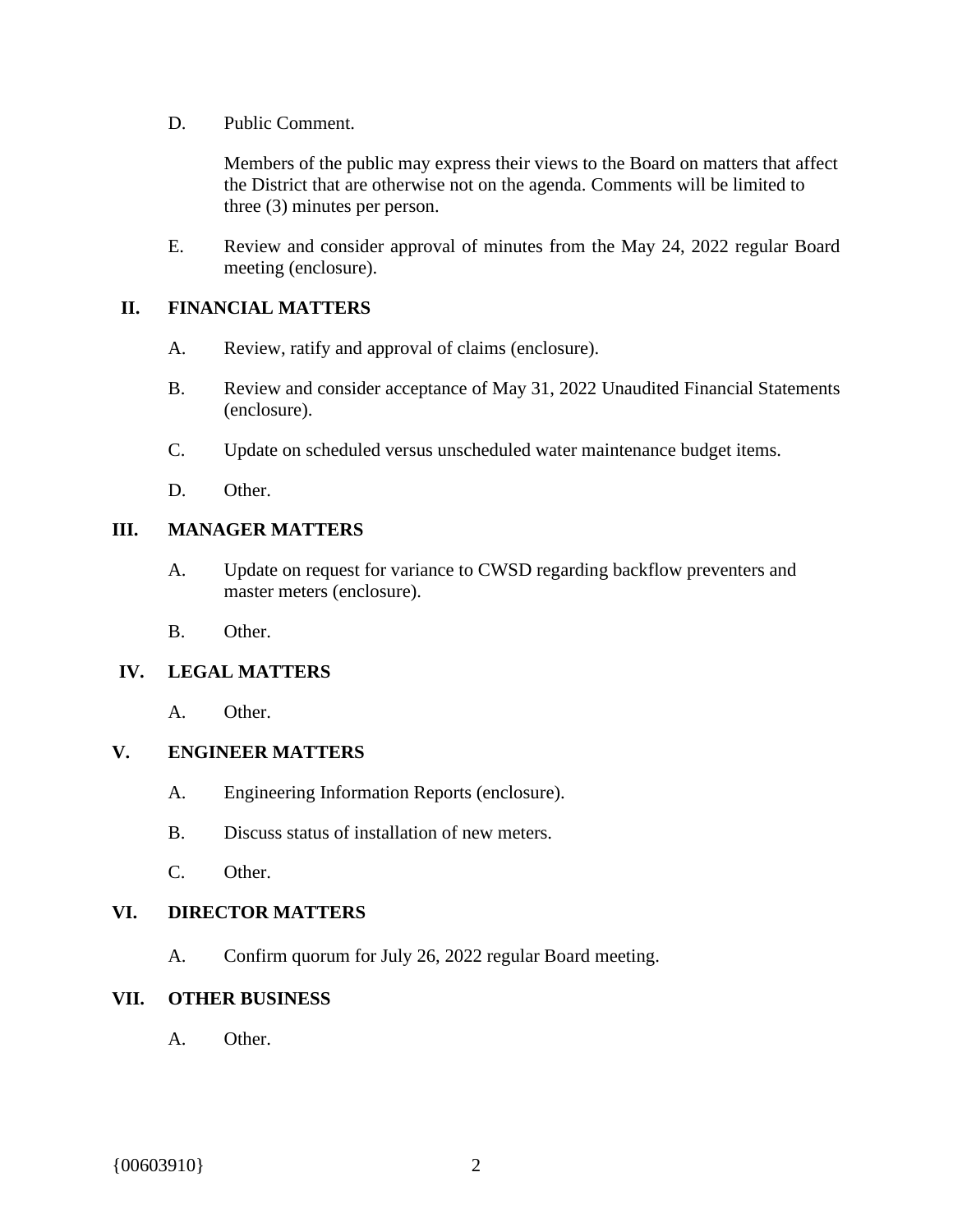D. Public Comment.

Members of the public may express their views to the Board on matters that affect the District that are otherwise not on the agenda. Comments will be limited to three (3) minutes per person.

E. Review and consider approval of minutes from the May 24, 2022 regular Board meeting (enclosure).

## II. FINANCIAL MATTERS

A. Review, ratify and approval of claims (enclosure).

B. Review and consider acceptance of May 31, 2022 Unaudited Financial Statements (enclosure).

C. Update on scheduled versus unscheduled water maintenance budget items.

D. Other.

## III. MANAGER MATTERS

A. Update on request for variance to CWSD regarding backflow preventers and master meters (enclosure).

B. Other.

## IV. LEGAL MATTERS

A. Other.

## V. ENGINEER MATTERS

A. Engineering Information Reports (enclosure).

B. Discuss status of installation of new meters.

C. Other.

## VI. DIRECTOR MATTERS

A. Confirm quorum for July 26, 2022 regular Board meeting.

## VII. OTHER BUSINESS

A. Other.

{00603910}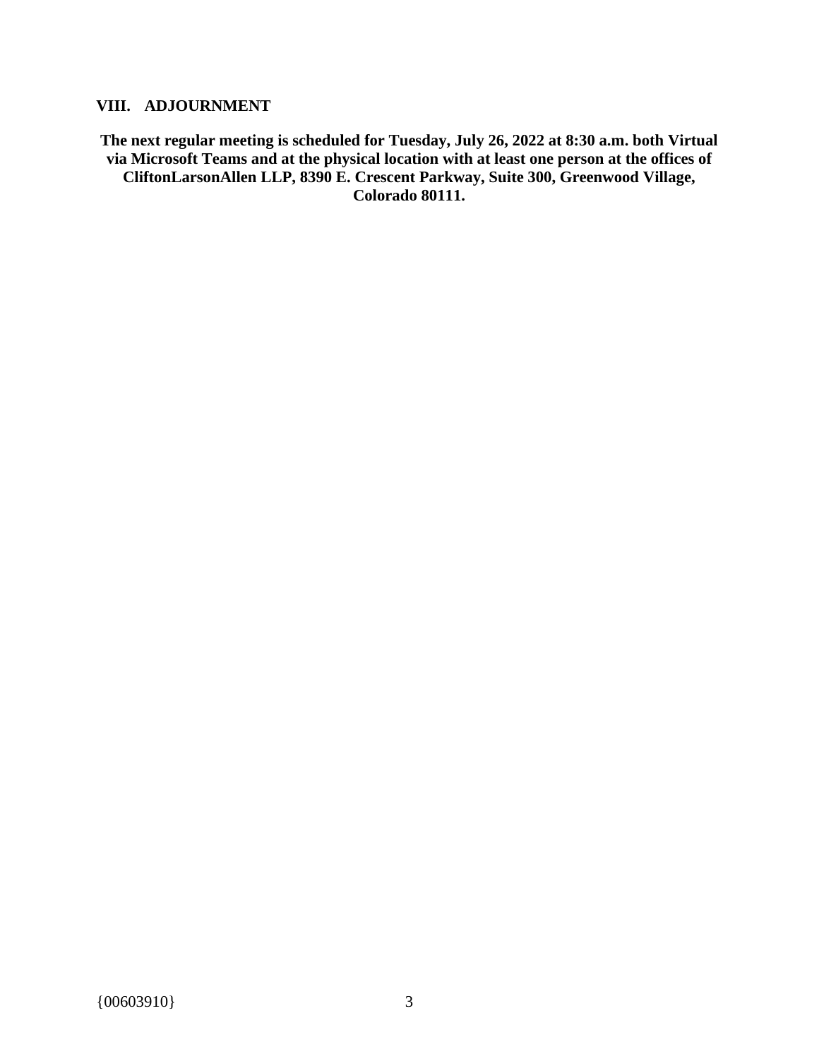## VIII. ADJOURNMENT

**The next regular meeting is scheduled for Tuesday, July 26, 2022 at 8:30 a.m. both Virtual via Microsoft Teams and at the physical location with at least one person at the offices of CliftonLarsonAllen LLP, 8390 E. Crescent Parkway, Suite 300, Greenwood Village, Colorado 80111.**

{00603910}